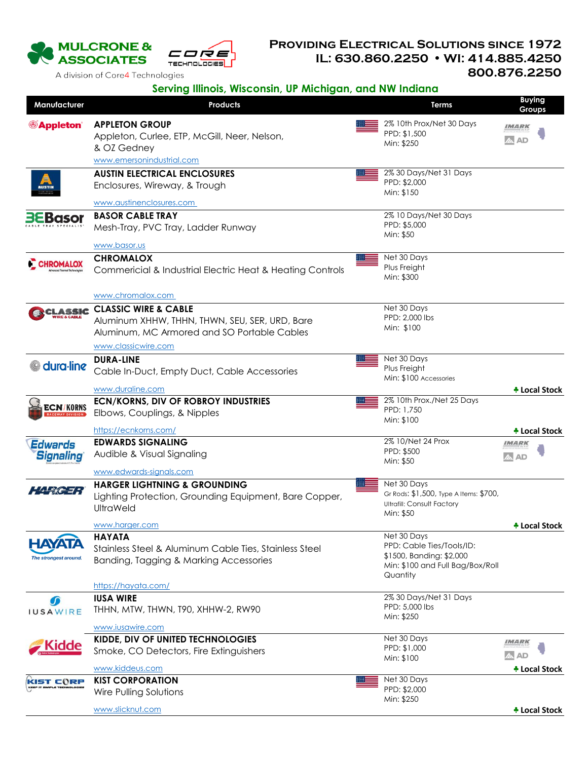# MULCRONE & ASSOCIATES

CORE TECHNOLOGIES

A division of Core4 Technologies

**Providing Electrical Solutions since 1972**
**IL: 630.860.2250 • WI: 414.885.4250**
**800.876.2250**

**Serving Illinois, Wisconsin, UP Michigan, and NW Indiana**

| Manufacturer | Products | | Terms | Buying Groups |
|---|---|---|---|---|
| Appleton | **APPLETON GROUP**<br>Appleton, Curlee, ETP, McGill, Neer, Nelson, & OZ Gedney<br>www.emersonindustrial.com | 🇺🇸 | 2% 10th Prox/Net 30 Days<br>PPD: $1,500<br>Min: $250 | IMARK, AD |
| AUSTIN | **AUSTIN ELECTRICAL ENCLOSURES**<br>Enclosures, Wireway, & Trough<br>www.austinenclosures.com | 🇺🇸 | 2% 30 Days/Net 31 Days<br>PPD: $2,000<br>Min: $150 | |
| Basor Cable Tray Specialist | **BASOR CABLE TRAY**<br>Mesh-Tray, PVC Tray, Ladder Runway<br>www.basor.us | | 2% 10 Days/Net 30 Days<br>PPD: $5,000<br>Min: $50 | |
| CHROMALOX | **CHROMALOX**<br>Commercial & Industrial Electric Heat & Heating Controls<br>www.chromalox.com | 🇺🇸 | Net 30 Days<br>Plus Freight<br>Min: $300 | |
| CLASSIC Wire & Cable | **CLASSIC WIRE & CABLE**<br>Aluminum XHHW, THHN, THWN, SEU, SER, URD, Bare Aluminum, MC Armored and SO Portable Cables<br>www.classicwire.com | | Net 30 Days<br>PPD: 2,000 lbs<br>Min: $100 | |
| dura-line | **DURA-LINE**<br>Cable In-Duct, Empty Duct, Cable Accessories<br>www.duraline.com | 🇺🇸 | Net 30 Days<br>Plus Freight<br>Min: $100 Accessories | ✚ Local Stock |
| ECN/KORNS Raceway Division | **ECN/KORNS, DIV OF ROBROY INDUSTRIES**<br>Elbows, Couplings, & Nipples<br>https://ecnkorns.com/ | 🇺🇸 | 2% 10th Prox./Net 25 Days<br>PPD: 1,750<br>Min: $100 | ✚ Local Stock |
| Edwards Signaling | **EDWARDS SIGNALING**<br>Audible & Visual Signaling<br>www.edwards-signals.com | | 2% 10/Net 24 Prox<br>PPD: $500<br>Min: $50 | IMARK, AD |
| HARGER | **HARGER LIGHTNING & GROUNDING**<br>Lighting Protection, Grounding Equipment, Bare Copper, UltraWeld<br>www.harger.com | 🇺🇸 | Net 30 Days<br>Gr Rods: $1,500, Type A Items: $700,<br>Ultrafil: Consult Factory<br>Min: $50 | ✚ Local Stock |
| HAYATA The strongest around. | **HAYATA**<br>Stainless Steel & Aluminum Cable Ties, Stainless Steel Banding, Tagging & Marking Accessories<br>https://hayata.com/ | | Net 30 Days<br>PPD: Cable Ties/Tools/ID: $1500, Banding: $2,000<br>Min: $100 and Full Bag/Box/Roll Quantity | |
| IUSA WIRE | **IUSA WIRE**<br>THHN, MTW, THWN, T90, XHHW-2, RW90<br>www.iusawire.com | | 2% 30 Days/Net 31 Days<br>PPD: 5,000 lbs<br>Min: $250 | |
| Kidde | **KIDDE, DIV OF UNITED TECHNOLOGIES**<br>Smoke, CO Detectors, Fire Extinguishers<br>www.kiddeus.com | | Net 30 Days<br>PPD: $1,000<br>Min: $100 | IMARK, AD<br>✚ Local Stock |
| KIST CORP Keep It Simple Technologies | **KIST CORPORATION**<br>Wire Pulling Solutions<br>www.slicknut.com | 🇺🇸 | Net 30 Days<br>PPD: $2,000<br>Min: $250 | ✚ Local Stock |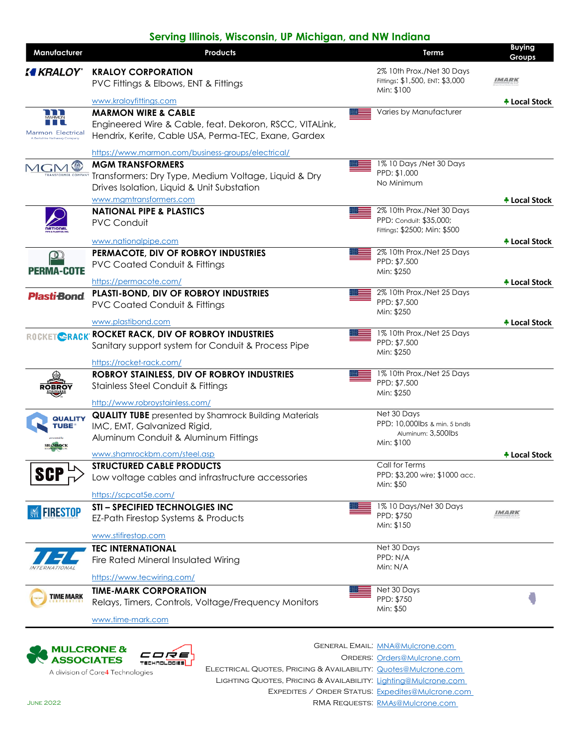## Serving Illinois, Wisconsin, UP Michigan, and NW Indiana

| Manufacturer | Products | | Terms | Buying Groups |
|---|---|---|---|---|
| KRALOY | **KRALOY CORPORATION**<br>PVC Fittings & Elbows, ENT & Fittings<br>www.kraloyfittings.com | | 2% 10th Prox./Net 30 Days<br>Fittings: $1,500, ENT: $3,000<br>Min: $100 | IMARK<br>✚ Local Stock |
| Marmon Electrical | **MARMON WIRE & CABLE**<br>Engineered Wire & Cable, feat. Dekoron, RSCC, VITALink, Hendrix, Kerite, Cable USA, Perma-TEC, Exane, Gardex<br>https://www.marmon.com/business-groups/electrical/ | | Varies by Manufacturer | |
| MGM Transformer Company | **MGM TRANSFORMERS**<br>Transformers: Dry Type, Medium Voltage, Liquid & Dry Drives Isolation, Liquid & Unit Substation<br>www.mgmtransformers.com | | 1% 10 Days /Net 30 Days<br>PPD: $1,000<br>No Minimum | ✚ Local Stock |
| National | **NATIONAL PIPE & PLASTICS**<br>PVC Conduit<br>www.nationalpipe.com | | 2% 10th Prox./Net 30 Days<br>PPD: Conduit: $35,000;<br>Fittings: $2500; Min: $500 | ✚ Local Stock |
| PERMA-COTE | **PERMACOTE, DIV OF ROBROY INDUSTRIES**<br>PVC Coated Conduit & Fittings<br>https://permacote.com/ | | 2% 10th Prox./Net 25 Days<br>PPD: $7,500<br>Min: $250 | ✚ Local Stock |
| Plasti-Bond | **PLASTI-BOND, DIV OF ROBROY INDUSTRIES**<br>PVC Coated Conduit & Fittings<br>www.plastibond.com | | 2% 10th Prox./Net 25 Days<br>PPD: $7,500<br>Min: $250 | ✚ Local Stock |
| ROCKET RACK | **ROCKET RACK, DIV OF ROBROY INDUSTRIES**<br>Sanitary support system for Conduit & Process Pipe<br>https://rocket-rack.com/ | | 1% 10th Prox./Net 25 Days<br>PPD: $7,500<br>Min: $250 | |
| ROBROY STAINLESS | **ROBROY STAINLESS, DIV OF ROBROY INDUSTRIES**<br>Stainless Steel Conduit & Fittings<br>http://www.robroystainless.com/ | | 1% 10th Prox./Net 25 Days<br>PPD: $7,500<br>Min: $250 | |
| QUALITY TUBE presented by SHAMROCK | **QUALITY TUBE** presented by Shamrock Building Materials<br>IMC, EMT, Galvanized Rigid,<br>Aluminum Conduit & Aluminum Fittings<br>www.shamrockbm.com/steel.asp | | Net 30 Days<br>PPD: 10,000lbs & min. 5 bndls<br>Aluminum: 3,500lbs<br>Min: $100 | ✚ Local Stock |
| SCP | **STRUCTURED CABLE PRODUCTS**<br>Low voltage cables and infrastructure accessories<br>https://scpcat5e.com/ | | Call for Terms<br>PPD: $3,200 wire; $1000 acc.<br>Min: $50 | |
| STI FIRESTOP | **STI – SPECIFIED TECHNOLOGIES INC**<br>EZ-Path Firestop Systems & Products<br>www.stifirestop.com | | 1% 10 Days/Net 30 Days<br>PPD: $750<br>Min: $150 | IMARK |
| TEC INTERNATIONAL | **TEC INTERNATIONAL**<br>Fire Rated Mineral Insulated Wiring<br>https://www.tecwiring.com/ | | Net 30 Days<br>PPD: N/A<br>Min: N/A | |
| TIME MARK CORPORATION | **TIME-MARK CORPORATION**<br>Relays, Timers, Controls, Voltage/Frequency Monitors<br>www.time-mark.com | | Net 30 Days<br>PPD: $750<br>Min: $50 | |

**MULCRONE & ASSOCIATES**
A division of Core4 Technologies

General Email: MNA@Mulcrone.com
Orders: Orders@Mulcrone.com
Electrical Quotes, Pricing & Availability: Quotes@Mulcrone.com
Lighting Quotes, Pricing & Availability: Lighting@Mulcrone.com
Expedites / Order Status: Expedites@Mulcrone.com
RMA Requests: RMAs@Mulcrone.com

June 2022